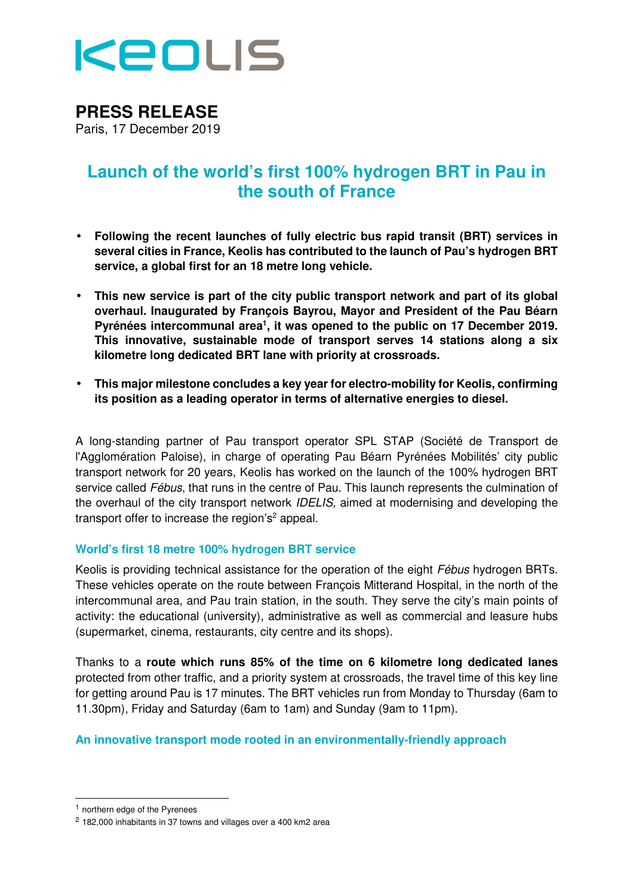KEOLIS

# PRESS RELEASE

Paris, 17 December 2019

## Launch of the world's first 100% hydrogen BRT in Pau in the south of France

- **Following the recent launches of fully electric bus rapid transit (BRT) services in several cities in France, Keolis has contributed to the launch of Pau's hydrogen BRT service, a global first for an 18 metre long vehicle.**
- **This new service is part of the city public transport network and part of its global overhaul. Inaugurated by François Bayrou, Mayor and President of the Pau Béarn Pyrénées intercommunal area[1], it was opened to the public on 17 December 2019. This innovative, sustainable mode of transport serves 14 stations along a six kilometre long dedicated BRT lane with priority at crossroads.**
- **This major milestone concludes a key year for electro-mobility for Keolis, confirming its position as a leading operator in terms of alternative energies to diesel.**

A long-standing partner of Pau transport operator SPL STAP (Société de Transport de l'Agglomération Paloise), in charge of operating Pau Béarn Pyrénées Mobilités' city public transport network for 20 years, Keolis has worked on the launch of the 100% hydrogen BRT service called *Fébus*, that runs in the centre of Pau. This launch represents the culmination of the overhaul of the city transport network *IDELIS,* aimed at modernising and developing the transport offer to increase the region's[2] appeal.

### World's first 18 metre 100% hydrogen BRT service

Keolis is providing technical assistance for the operation of the eight *Fébus* hydrogen BRTs. These vehicles operate on the route between François Mitterand Hospital, in the north of the intercommunal area, and Pau train station, in the south. They serve the city's main points of activity: the educational (university), administrative as well as commercial and leasure hubs (supermarket, cinema, restaurants, city centre and its shops).

Thanks to a **route which runs 85% of the time on 6 kilometre long dedicated lanes** protected from other traffic, and a priority system at crossroads, the travel time of this key line for getting around Pau is 17 minutes. The BRT vehicles run from Monday to Thursday (6am to 11.30pm), Friday and Saturday (6am to 1am) and Sunday (9am to 11pm).

### An innovative transport mode rooted in an environmentally-friendly approach

---

[1] northern edge of the Pyrenees

[2] 182,000 inhabitants in 37 towns and villages over a 400 km2 area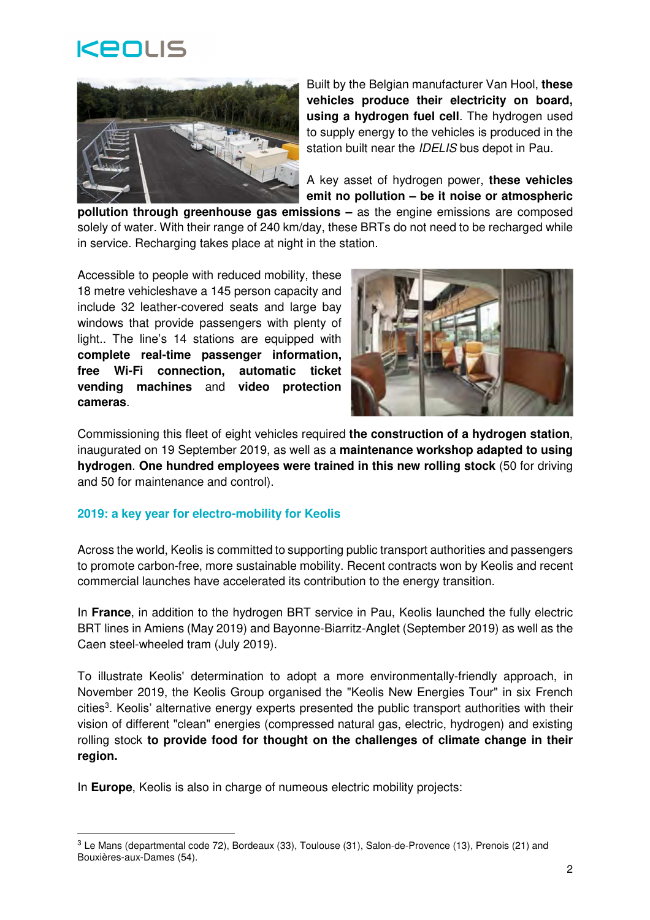Built by the Belgian manufacturer Van Hool, **these vehicles produce their electricity on board, using a hydrogen fuel cell**. The hydrogen used to supply energy to the vehicles is produced in the station built near the *IDELIS* bus depot in Pau.

A key asset of hydrogen power, **these vehicles emit no pollution – be it noise or atmospheric pollution through greenhouse gas emissions –** as the engine emissions are composed solely of water. With their range of 240 km/day, these BRTs do not need to be recharged while in service. Recharging takes place at night in the station.

Accessible to people with reduced mobility, these 18 metre vehicleshave a 145 person capacity and include 32 leather-covered seats and large bay windows that provide passengers with plenty of light.. The line's 14 stations are equipped with **complete real-time passenger information, free Wi-Fi connection, automatic ticket vending machines** and **video protection cameras**.

Commissioning this fleet of eight vehicles required **the construction of a hydrogen station**, inaugurated on 19 September 2019, as well as a **maintenance workshop adapted to using hydrogen**. **One hundred employees were trained in this new rolling stock** (50 for driving and 50 for maintenance and control).

## 2019: a key year for electro-mobility for Keolis

Across the world, Keolis is committed to supporting public transport authorities and passengers to promote carbon-free, more sustainable mobility. Recent contracts won by Keolis and recent commercial launches have accelerated its contribution to the energy transition.

In **France**, in addition to the hydrogen BRT service in Pau, Keolis launched the fully electric BRT lines in Amiens (May 2019) and Bayonne-Biarritz-Anglet (September 2019) as well as the Caen steel-wheeled tram (July 2019).

To illustrate Keolis' determination to adopt a more environmentally-friendly approach, in November 2019, the Keolis Group organised the "Keolis New Energies Tour" in six French cities[3]. Keolis' alternative energy experts presented the public transport authorities with their vision of different "clean" energies (compressed natural gas, electric, hydrogen) and existing rolling stock **to provide food for thought on the challenges of climate change in their region.**

In **Europe**, Keolis is also in charge of numeous electric mobility projects:

---

[3] Le Mans (departmental code 72), Bordeaux (33), Toulouse (31), Salon-de-Provence (13), Prenois (21) and Bouxières-aux-Dames (54).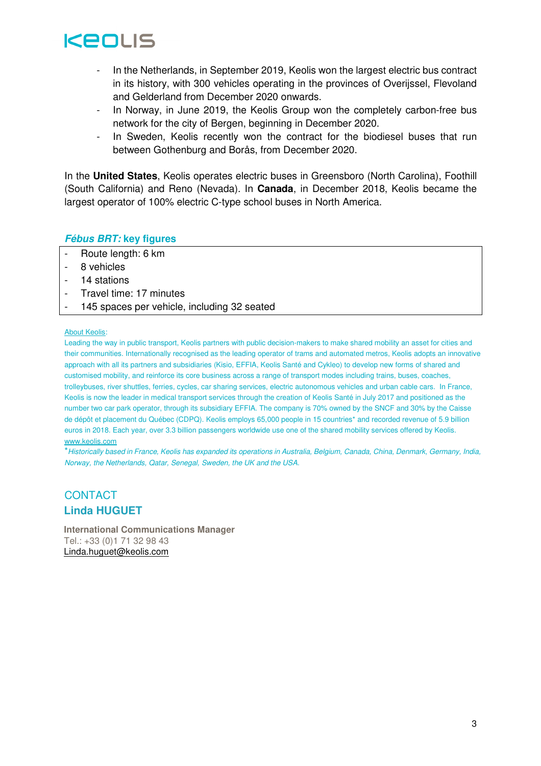- In the Netherlands, in September 2019, Keolis won the largest electric bus contract in its history, with 300 vehicles operating in the provinces of Overijssel, Flevoland and Gelderland from December 2020 onwards.
- In Norway, in June 2019, the Keolis Group won the completely carbon-free bus network for the city of Bergen, beginning in December 2020.
- In Sweden, Keolis recently won the contract for the biodiesel buses that run between Gothenburg and Borås, from December 2020.

In the **United States**, Keolis operates electric buses in Greensboro (North Carolina), Foothill (South California) and Reno (Nevada). In **Canada**, in December 2018, Keolis became the largest operator of 100% electric C-type school buses in North America.

### *Fébus BRT:* key figures

- Route length: 6 km
- 8 vehicles
- 14 stations
- Travel time: 17 minutes
- 145 spaces per vehicle, including 32 seated

About Keolis:

Leading the way in public transport, Keolis partners with public decision-makers to make shared mobility an asset for cities and their communities. Internationally recognised as the leading operator of trams and automated metros, Keolis adopts an innovative approach with all its partners and subsidiaries (Kisio, EFFIA, Keolis Santé and Cykleo) to develop new forms of shared and customised mobility, and reinforce its core business across a range of transport modes including trains, buses, coaches, trolleybuses, river shuttles, ferries, cycles, car sharing services, electric autonomous vehicles and urban cable cars. In France, Keolis is now the leader in medical transport services through the creation of Keolis Santé in July 2017 and positioned as the number two car park operator, through its subsidiary EFFIA. The company is 70% owned by the SNCF and 30% by the Caisse de dépôt et placement du Québec (CDPQ). Keolis employs 65,000 people in 15 countries* and recorded revenue of 5.9 billion euros in 2018. Each year, over 3.3 billion passengers worldwide use one of the shared mobility services offered by Keolis.
www.keolis.com

**Historically based in France, Keolis has expanded its operations in Australia, Belgium, Canada, China, Denmark, Germany, India, Norway, the Netherlands, Qatar, Senegal, Sweden, the UK and the USA.*

## CONTACT
### Linda HUGUET

**International Communications Manager**
Tel.: +33 (0)1 71 32 98 43
Linda.huguet@keolis.com